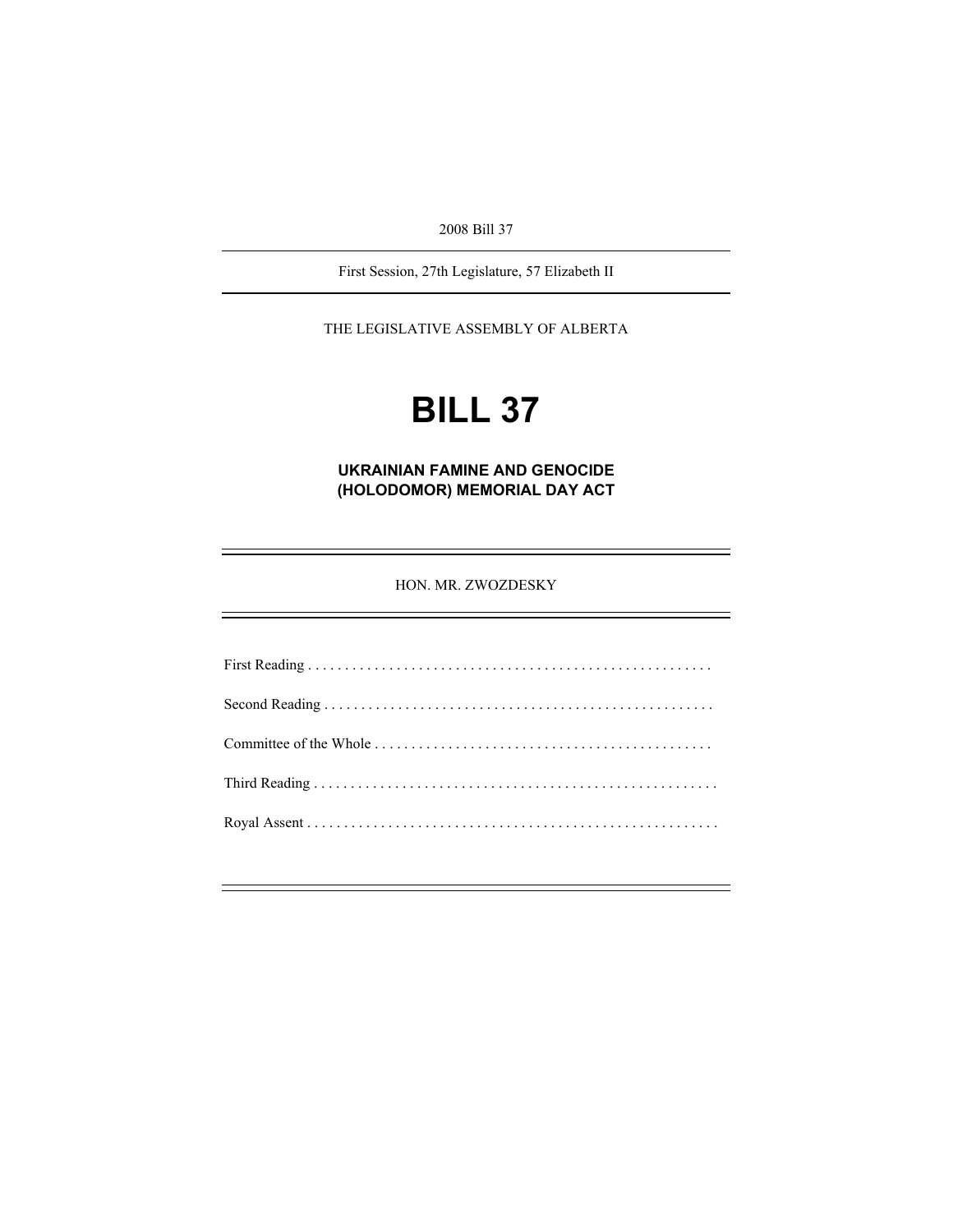2008 Bill 37

First Session, 27th Legislature, 57 Elizabeth II

THE LEGISLATIVE ASSEMBLY OF ALBERTA

# BILL 37

## UKRAINIAN FAMINE AND GENOCIDE (HOLODOMOR) MEMORIAL DAY ACT

HON. MR. ZWOZDESKY

First Reading . . . . . . . . . . . . . . . . . . . . . . . . . . . . . . . . . . . . . . . . . . . . . . . . . . . . . .

Second Reading . . . . . . . . . . . . . . . . . . . . . . . . . . . . . . . . . . . . . . . . . . . . . . . . . . . .

Committee of the Whole . . . . . . . . . . . . . . . . . . . . . . . . . . . . . . . . . . . . . . . . . . . . .

Third Reading . . . . . . . . . . . . . . . . . . . . . . . . . . . . . . . . . . . . . . . . . . . . . . . . . . . . . .

Royal Assent . . . . . . . . . . . . . . . . . . . . . . . . . . . . . . . . . . . . . . . . . . . . . . . . . . . . . .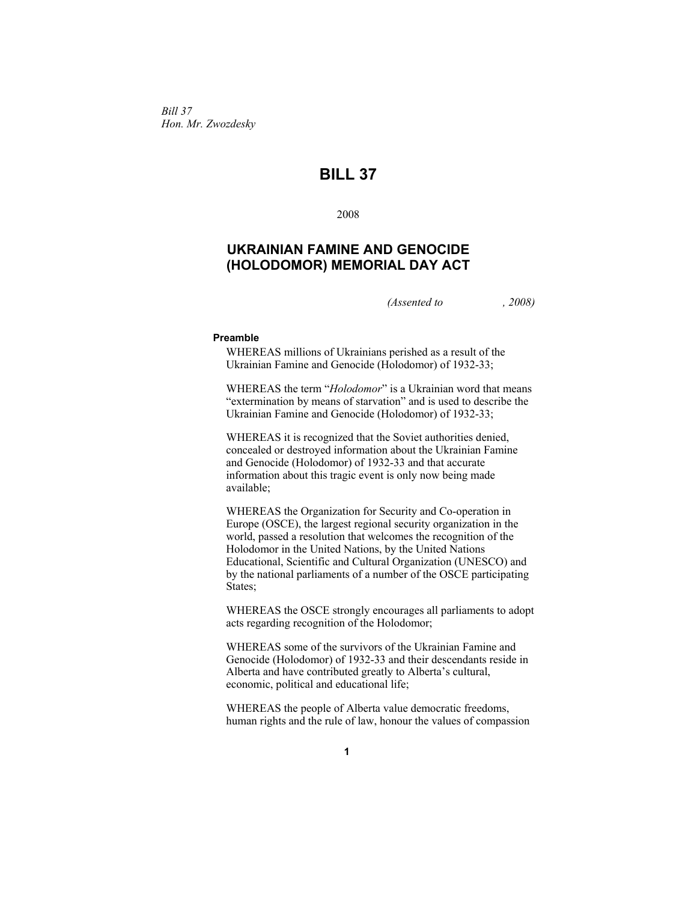*Bill 37*
*Hon. Mr. Zwozdesky*

# BILL 37

2008

## UKRAINIAN FAMINE AND GENOCIDE (HOLODOMOR) MEMORIAL DAY ACT

*(Assented to , 2008)*

**Preamble**

WHEREAS millions of Ukrainians perished as a result of the Ukrainian Famine and Genocide (Holodomor) of 1932-33;

WHEREAS the term "*Holodomor*" is a Ukrainian word that means "extermination by means of starvation" and is used to describe the Ukrainian Famine and Genocide (Holodomor) of 1932-33;

WHEREAS it is recognized that the Soviet authorities denied, concealed or destroyed information about the Ukrainian Famine and Genocide (Holodomor) of 1932-33 and that accurate information about this tragic event is only now being made available;

WHEREAS the Organization for Security and Co-operation in Europe (OSCE), the largest regional security organization in the world, passed a resolution that welcomes the recognition of the Holodomor in the United Nations, by the United Nations Educational, Scientific and Cultural Organization (UNESCO) and by the national parliaments of a number of the OSCE participating States;

WHEREAS the OSCE strongly encourages all parliaments to adopt acts regarding recognition of the Holodomor;

WHEREAS some of the survivors of the Ukrainian Famine and Genocide (Holodomor) of 1932-33 and their descendants reside in Alberta and have contributed greatly to Alberta's cultural, economic, political and educational life;

WHEREAS the people of Alberta value democratic freedoms, human rights and the rule of law, honour the values of compassion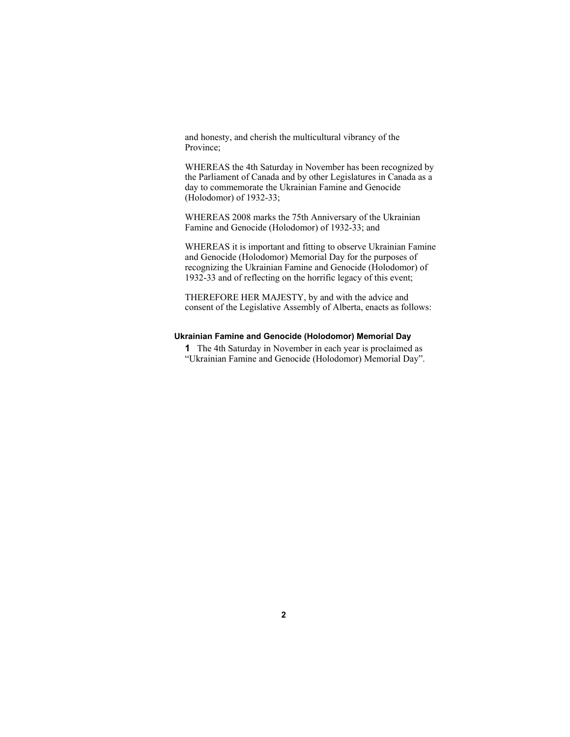and honesty, and cherish the multicultural vibrancy of the Province;

WHEREAS the 4th Saturday in November has been recognized by the Parliament of Canada and by other Legislatures in Canada as a day to commemorate the Ukrainian Famine and Genocide (Holodomor) of 1932-33;

WHEREAS 2008 marks the 75th Anniversary of the Ukrainian Famine and Genocide (Holodomor) of 1932-33; and

WHEREAS it is important and fitting to observe Ukrainian Famine and Genocide (Holodomor) Memorial Day for the purposes of recognizing the Ukrainian Famine and Genocide (Holodomor) of 1932-33 and of reflecting on the horrific legacy of this event;

THEREFORE HER MAJESTY, by and with the advice and consent of the Legislative Assembly of Alberta, enacts as follows:

#### Ukrainian Famine and Genocide (Holodomor) Memorial Day

**1** The 4th Saturday in November in each year is proclaimed as "Ukrainian Famine and Genocide (Holodomor) Memorial Day".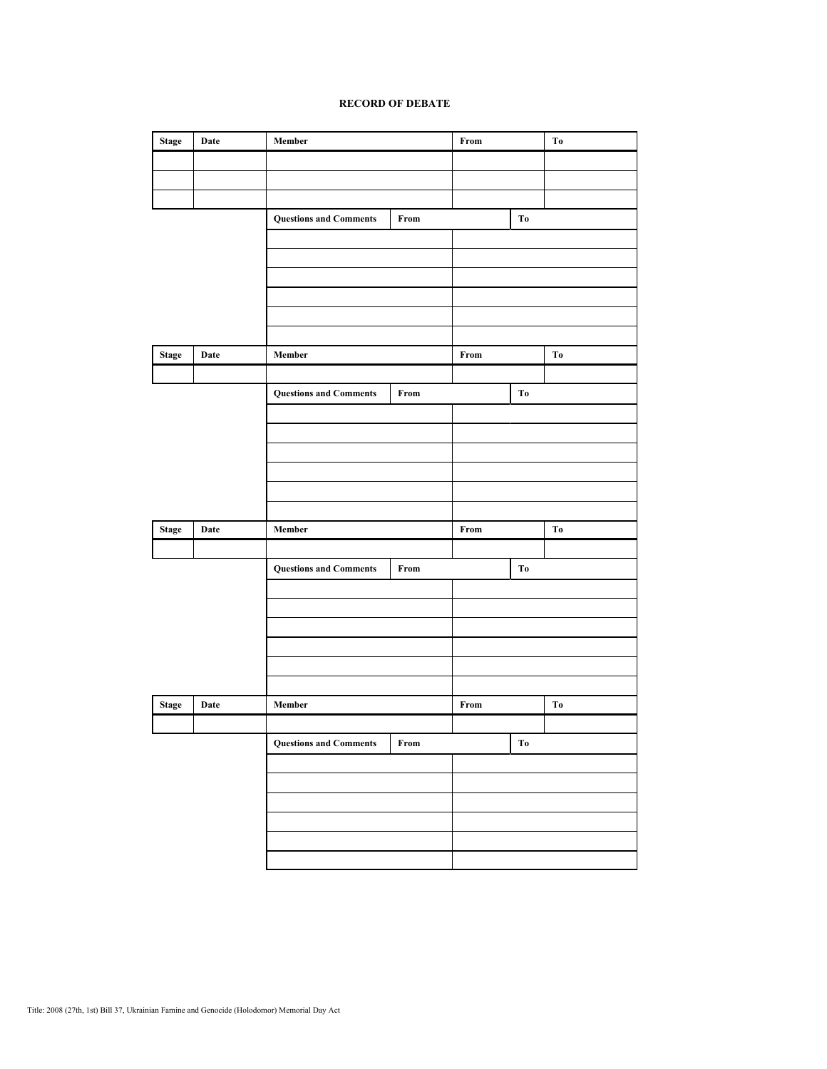**RECORD OF DEBATE**

| Stage | Date | Member | From | To |
|---|---|---|---|---|
| | | | | |
| | | | | |
| | | | | |

| Questions and Comments | From | To |
|---|---|---|
| | | |
| | | |
| | | |
| | | |
| | | |
| | | |

| Stage | Date | Member | From | To |
|---|---|---|---|---|
| | | | | |

| Questions and Comments | From | To |
|---|---|---|
| | | |
| | | |
| | | |
| | | |
| | | |
| | | |

| Stage | Date | Member | From | To |
|---|---|---|---|---|
| | | | | |

| Questions and Comments | From | To |
|---|---|---|
| | | |
| | | |
| | | |
| | | |
| | | |
| | | |

| Stage | Date | Member | From | To |
|---|---|---|---|---|
| | | | | |

| Questions and Comments | From | To |
|---|---|---|
| | | |
| | | |
| | | |
| | | |
| | | |
| | | |

Title: 2008 (27th, 1st) Bill 37, Ukrainian Famine and Genocide (Holodomor) Memorial Day Act